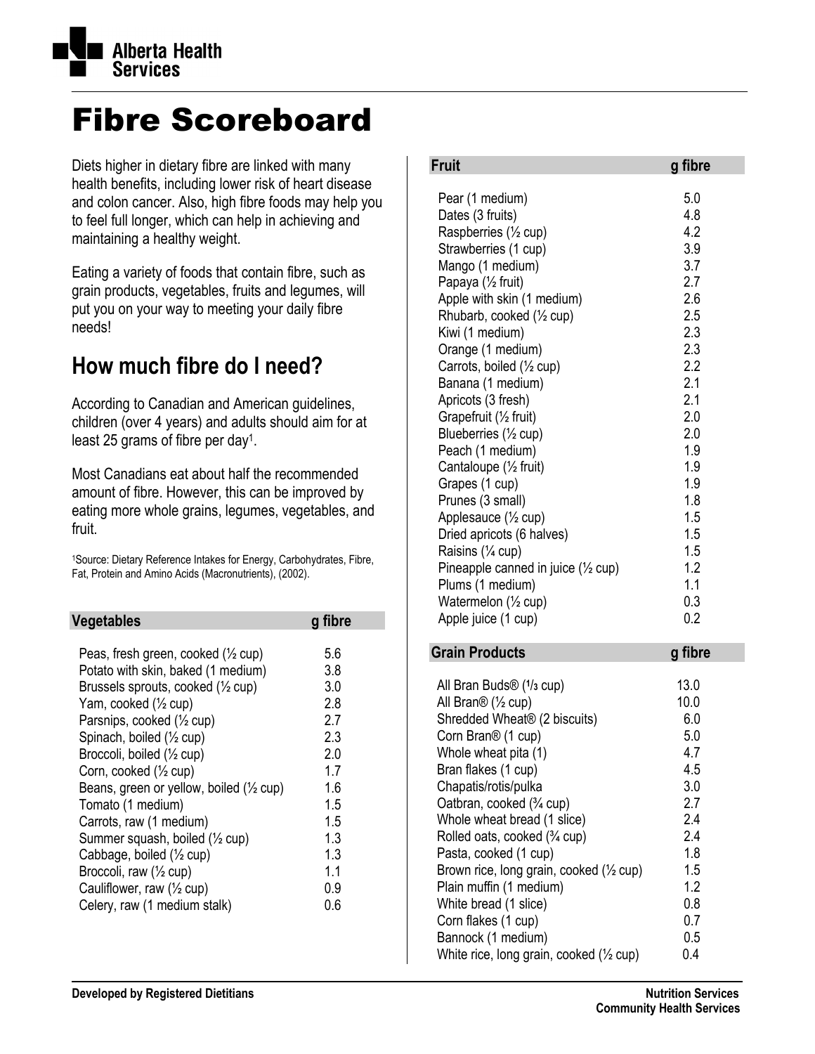# Fibre Scoreboard

Diets higher in dietary fibre are linked with many health benefits, including lower risk of heart disease and colon cancer. Also, high fibre foods may help you to feel full longer, which can help in achieving and maintaining a healthy weight.

Eating a variety of foods that contain fibre, such as grain products, vegetables, fruits and legumes, will put you on your way to meeting your daily fibre needs!

## How much fibre do I need?

According to Canadian and American guidelines, children (over 4 years) and adults should aim for at least 25 grams of fibre per day[1].

Most Canadians eat about half the recommended amount of fibre. However, this can be improved by eating more whole grains, legumes, vegetables, and fruit.

[1]Source: Dietary Reference Intakes for Energy, Carbohydrates, Fibre, Fat, Protein and Amino Acids (Macronutrients), (2002).

| Vegetables | g fibre |
|---|---|
| Peas, fresh green, cooked (½ cup) | 5.6 |
| Potato with skin, baked (1 medium) | 3.8 |
| Brussels sprouts, cooked (½ cup) | 3.0 |
| Yam, cooked (½ cup) | 2.8 |
| Parsnips, cooked (½ cup) | 2.7 |
| Spinach, boiled (½ cup) | 2.3 |
| Broccoli, boiled (½ cup) | 2.0 |
| Corn, cooked (½ cup) | 1.7 |
| Beans, green or yellow, boiled (½ cup) | 1.6 |
| Tomato (1 medium) | 1.5 |
| Carrots, raw (1 medium) | 1.5 |
| Summer squash, boiled (½ cup) | 1.3 |
| Cabbage, boiled (½ cup) | 1.3 |
| Broccoli, raw (½ cup) | 1.1 |
| Cauliflower, raw (½ cup) | 0.9 |
| Celery, raw (1 medium stalk) | 0.6 |

| Fruit | g fibre |
|---|---|
| Pear (1 medium) | 5.0 |
| Dates (3 fruits) | 4.8 |
| Raspberries (½ cup) | 4.2 |
| Strawberries (1 cup) | 3.9 |
| Mango (1 medium) | 3.7 |
| Papaya (½ fruit) | 2.7 |
| Apple with skin (1 medium) | 2.6 |
| Rhubarb, cooked (½ cup) | 2.5 |
| Kiwi (1 medium) | 2.3 |
| Orange (1 medium) | 2.3 |
| Carrots, boiled (½ cup) | 2.2 |
| Banana (1 medium) | 2.1 |
| Apricots (3 fresh) | 2.1 |
| Grapefruit (½ fruit) | 2.0 |
| Blueberries (½ cup) | 2.0 |
| Peach (1 medium) | 1.9 |
| Cantaloupe (½ fruit) | 1.9 |
| Grapes (1 cup) | 1.9 |
| Prunes (3 small) | 1.8 |
| Applesauce (½ cup) | 1.5 |
| Dried apricots (6 halves) | 1.5 |
| Raisins (¼ cup) | 1.5 |
| Pineapple canned in juice (½ cup) | 1.2 |
| Plums (1 medium) | 1.1 |
| Watermelon (½ cup) | 0.3 |
| Apple juice (1 cup) | 0.2 |

| Grain Products | g fibre |
|---|---|
| All Bran Buds® (⅓ cup) | 13.0 |
| All Bran® (½ cup) | 10.0 |
| Shredded Wheat® (2 biscuits) | 6.0 |
| Corn Bran® (1 cup) | 5.0 |
| Whole wheat pita (1) | 4.7 |
| Bran flakes (1 cup) | 4.5 |
| Chapatis/rotis/pulka | 3.0 |
| Oatbran, cooked (¾ cup) | 2.7 |
| Whole wheat bread (1 slice) | 2.4 |
| Rolled oats, cooked (¾ cup) | 2.4 |
| Pasta, cooked (1 cup) | 1.8 |
| Brown rice, long grain, cooked (½ cup) | 1.5 |
| Plain muffin (1 medium) | 1.2 |
| White bread (1 slice) | 0.8 |
| Corn flakes (1 cup) | 0.7 |
| Bannock (1 medium) | 0.5 |
| White rice, long grain, cooked (½ cup) | 0.4 |

**Developed by Registered Dietitians**

**Nutrition Services**
**Community Health Services**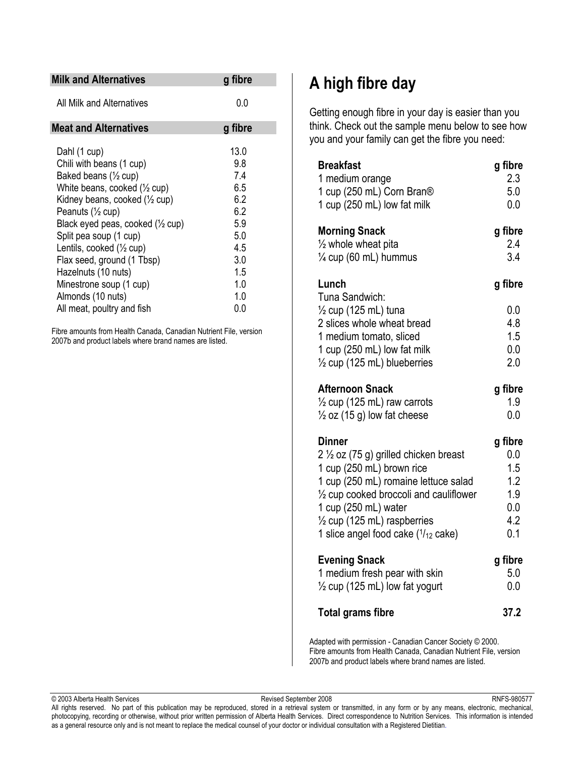| Milk and Alternatives | g fibre |
|---|---|
| All Milk and Alternatives | 0.0 |

| Meat and Alternatives | g fibre |
|---|---|
| Dahl (1 cup) | 13.0 |
| Chili with beans (1 cup) | 9.8 |
| Baked beans (½ cup) | 7.4 |
| White beans, cooked (½ cup) | 6.5 |
| Kidney beans, cooked (½ cup) | 6.2 |
| Peanuts (½ cup) | 6.2 |
| Black eyed peas, cooked (½ cup) | 5.9 |
| Split pea soup (1 cup) | 5.0 |
| Lentils, cooked (½ cup) | 4.5 |
| Flax seed, ground (1 Tbsp) | 3.0 |
| Hazelnuts (10 nuts) | 1.5 |
| Minestrone soup (1 cup) | 1.0 |
| Almonds (10 nuts) | 1.0 |
| All meat, poultry and fish | 0.0 |

Fibre amounts from Health Canada, Canadian Nutrient File, version 2007b and product labels where brand names are listed.

# A high fibre day

Getting enough fibre in your day is easier than you think. Check out the sample menu below to see how you and your family can get the fibre you need:

| Breakfast | g fibre |
|---|---|
| 1 medium orange | 2.3 |
| 1 cup (250 mL) Corn Bran® | 5.0 |
| 1 cup (250 mL) low fat milk | 0.0 |
| **Morning Snack** | **g fibre** |
| ½ whole wheat pita | 2.4 |
| ¼ cup (60 mL) hummus | 3.4 |
| **Lunch** | **g fibre** |
| Tuna Sandwich: | |
| ½ cup (125 mL) tuna | 0.0 |
| 2 slices whole wheat bread | 4.8 |
| 1 medium tomato, sliced | 1.5 |
| 1 cup (250 mL) low fat milk | 0.0 |
| ½ cup (125 mL) blueberries | 2.0 |
| **Afternoon Snack** | **g fibre** |
| ½ cup (125 mL) raw carrots | 1.9 |
| ½ oz (15 g) low fat cheese | 0.0 |
| **Dinner** | **g fibre** |
| 2 ½ oz (75 g) grilled chicken breast | 0.0 |
| 1 cup (250 mL) brown rice | 1.5 |
| 1 cup (250 mL) romaine lettuce salad | 1.2 |
| ½ cup cooked broccoli and cauliflower | 1.9 |
| 1 cup (250 mL) water | 0.0 |
| ½ cup (125 mL) raspberries | 4.2 |
| 1 slice angel food cake ($^{1}/_{12}$ cake) | 0.1 |
| **Evening Snack** | **g fibre** |
| 1 medium fresh pear with skin | 5.0 |
| ½ cup (125 mL) low fat yogurt | 0.0 |
| **Total grams fibre** | **37.2** |

Adapted with permission - Canadian Cancer Society © 2000.
Fibre amounts from Health Canada, Canadian Nutrient File, version 2007b and product labels where brand names are listed.

© 2003 Alberta Health Services Revised September 2008 RNFS-980577
All rights reserved. No part of this publication may be reproduced, stored in a retrieval system or transmitted, in any form or by any means, electronic, mechanical, photocopying, recording or otherwise, without prior written permission of Alberta Health Services. Direct correspondence to Nutrition Services. This information is intended as a general resource only and is not meant to replace the medical counsel of your doctor or individual consultation with a Registered Dietitian.